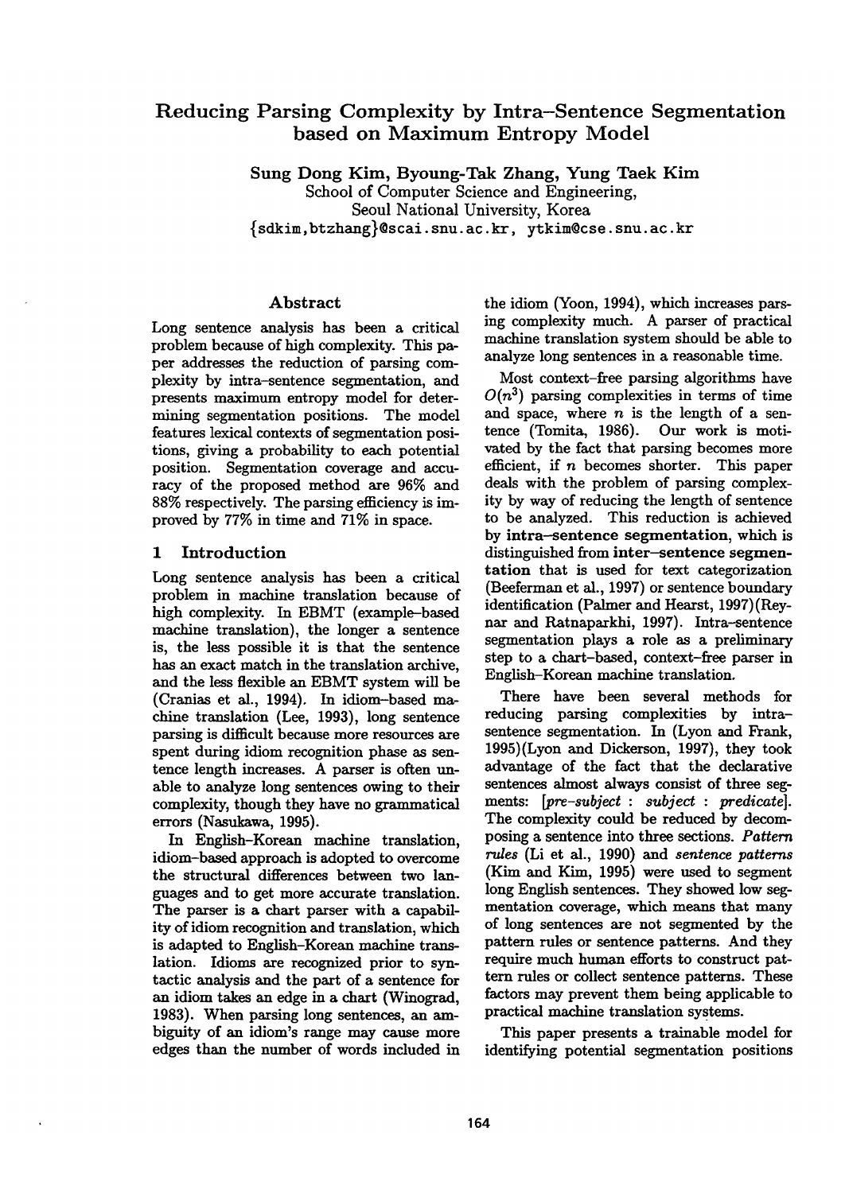# Reducing Parsing Complexity by Intra–Sentence Segmentation based on Maximum Entropy Model

**Sung Dong Kim, Byoung-Tak Zhang, Yung Taek Kim**
School of Computer Science and Engineering,
Seoul National University, Korea
{sdkim,btzhang}@scai.snu.ac.kr, ytkim@cse.snu.ac.kr

## Abstract

Long sentence analysis has been a critical problem because of high complexity. This paper addresses the reduction of parsing complexity by intra–sentence segmentation, and presents maximum entropy model for determining segmentation positions. The model features lexical contexts of segmentation positions, giving a probability to each potential position. Segmentation coverage and accuracy of the proposed method are 96% and 88% respectively. The parsing efficiency is improved by 77% in time and 71% in space.

## 1 Introduction

Long sentence analysis has been a critical problem in machine translation because of high complexity. In EBMT (example–based machine translation), the longer a sentence is, the less possible it is that the sentence has an exact match in the translation archive, and the less flexible an EBMT system will be (Cranias et al., 1994). In idiom–based machine translation (Lee, 1993), long sentence parsing is difficult because more resources are spent during idiom recognition phase as sentence length increases. A parser is often unable to analyze long sentences owing to their complexity, though they have no grammatical errors (Nasukawa, 1995).

In English–Korean machine translation, idiom–based approach is adopted to overcome the structural differences between two languages and to get more accurate translation. The parser is a chart parser with a capability of idiom recognition and translation, which is adapted to English–Korean machine translation. Idioms are recognized prior to syntactic analysis and the part of a sentence for an idiom takes an edge in a chart (Winograd, 1983). When parsing long sentences, an ambiguity of an idiom's range may cause more edges than the number of words included in the idiom (Yoon, 1994), which increases parsing complexity much. A parser of practical machine translation system should be able to analyze long sentences in a reasonable time.

Most context–free parsing algorithms have $O(n^3)$ parsing complexities in terms of time and space, where $n$ is the length of a sentence (Tomita, 1986). Our work is motivated by the fact that parsing becomes more efficient, if $n$ becomes shorter. This paper deals with the problem of parsing complexity by way of reducing the length of sentence to be analyzed. This reduction is achieved by **intra–sentence segmentation**, which is distinguished from **inter–sentence segmentation** that is used for text categorization (Beeferman et al., 1997) or sentence boundary identification (Palmer and Hearst, 1997)(Reynar and Ratnaparkhi, 1997). Intra–sentence segmentation plays a role as a preliminary step to a chart–based, context–free parser in English–Korean machine translation.

There have been several methods for reducing parsing complexities by intra–sentence segmentation. In (Lyon and Frank, 1995)(Lyon and Dickerson, 1997), they took advantage of the fact that the declarative sentences almost always consist of three segments: *[pre–subject : subject : predicate]*. The complexity could be reduced by decomposing a sentence into three sections. *Pattern rules* (Li et al., 1990) and *sentence patterns* (Kim and Kim, 1995) were used to segment long English sentences. They showed low segmentation coverage, which means that many of long sentences are not segmented by the pattern rules or sentence patterns. And they require much human efforts to construct pattern rules or collect sentence patterns. These factors may prevent them being applicable to practical machine translation systems.

This paper presents a trainable model for identifying potential segmentation positions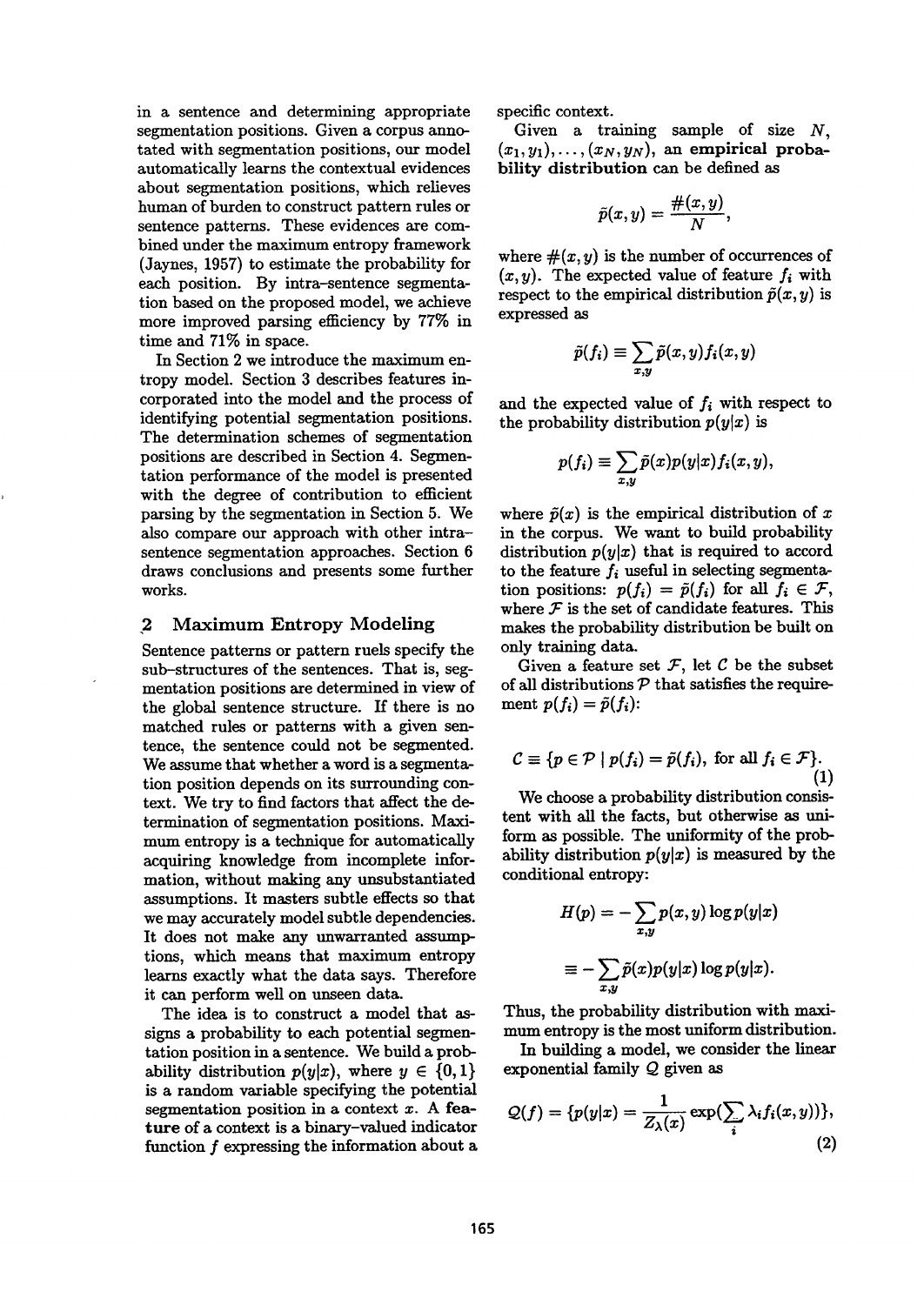in a sentence and determining appropriate segmentation positions. Given a corpus annotated with segmentation positions, our model automatically learns the contextual evidences about segmentation positions, which relieves human of burden to construct pattern rules or sentence patterns. These evidences are combined under the maximum entropy framework (Jaynes, 1957) to estimate the probability for each position. By intra-sentence segmentation based on the proposed model, we achieve more improved parsing efficiency by 77% in time and 71% in space.

In Section 2 we introduce the maximum entropy model. Section 3 describes features incorporated into the model and the process of identifying potential segmentation positions. The determination schemes of segmentation positions are described in Section 4. Segmentation performance of the model is presented with the degree of contribution to efficient parsing by the segmentation in Section 5. We also compare our approach with other intra-sentence segmentation approaches. Section 6 draws conclusions and presents some further works.

## 2 Maximum Entropy Modeling

Sentence patterns or pattern ruels specify the sub-structures of the sentences. That is, segmentation positions are determined in view of the global sentence structure. If there is no matched rules or patterns with a given sentence, the sentence could not be segmented. We assume that whether a word is a segmentation position depends on its surrounding context. We try to find factors that affect the determination of segmentation positions. Maximum entropy is a technique for automatically acquiring knowledge from incomplete information, without making any unsubstantiated assumptions. It masters subtle effects so that we may accurately model subtle dependencies. It does not make any unwarranted assumptions, which means that maximum entropy learns exactly what the data says. Therefore it can perform well on unseen data.

The idea is to construct a model that assigns a probability to each potential segmentation position in a sentence. We build a probability distribution $p(y|x)$, where $y \in \{0, 1\}$ is a random variable specifying the potential segmentation position in a context $x$. A **feature** of a context is a binary-valued indicator function $f$ expressing the information about a specific context.

Given a training sample of size $N$, $(x_1, y_1), \ldots, (x_N, y_N)$, an **empirical probability distribution** can be defined as

$$\tilde{p}(x, y) = \frac{\#(x, y)}{N},$$

where $\#(x, y)$ is the number of occurrences of $(x, y)$. The expected value of feature $f_i$ with respect to the empirical distribution $\tilde{p}(x, y)$ is expressed as

$$\tilde{p}(f_i) \equiv \sum_{x,y} \tilde{p}(x, y) f_i(x, y)$$

and the expected value of $f_i$ with respect to the probability distribution $p(y|x)$ is

$$p(f_i) \equiv \sum_{x,y} \tilde{p}(x) p(y|x) f_i(x, y),$$

where $\tilde{p}(x)$ is the empirical distribution of $x$ in the corpus. We want to build probability distribution $p(y|x)$ that is required to accord to the feature $f_i$ useful in selecting segmentation positions: $p(f_i) = \tilde{p}(f_i)$ for all $f_i \in \mathcal{F}$, where $\mathcal{F}$ is the set of candidate features. This makes the probability distribution be built on only training data.

Given a feature set $\mathcal{F}$, let $\mathcal{C}$ be the subset of all distributions $\mathcal{P}$ that satisfies the requirement $p(f_i) = \tilde{p}(f_i)$:

$$\mathcal{C} \equiv \{p \in \mathcal{P} \mid p(f_i) = \tilde{p}(f_i), \text{ for all } f_i \in \mathcal{F}\}. \tag{1}$$

We choose a probability distribution consistent with all the facts, but otherwise as uniform as possible. The uniformity of the probability distribution $p(y|x)$ is measured by the conditional entropy:

$$H(p) = -\sum_{x,y} p(x, y) \log p(y|x)$$

$$\equiv -\sum_{x,y} \tilde{p}(x) p(y|x) \log p(y|x).$$

Thus, the probability distribution with maximum entropy is the most uniform distribution.

In building a model, we consider the linear exponential family $\mathcal{Q}$ given as

$$\mathcal{Q}(f) = \{p(y|x) = \frac{1}{Z_\lambda(x)} \exp(\sum_i \lambda_i f_i(x, y))\}, \tag{2}$$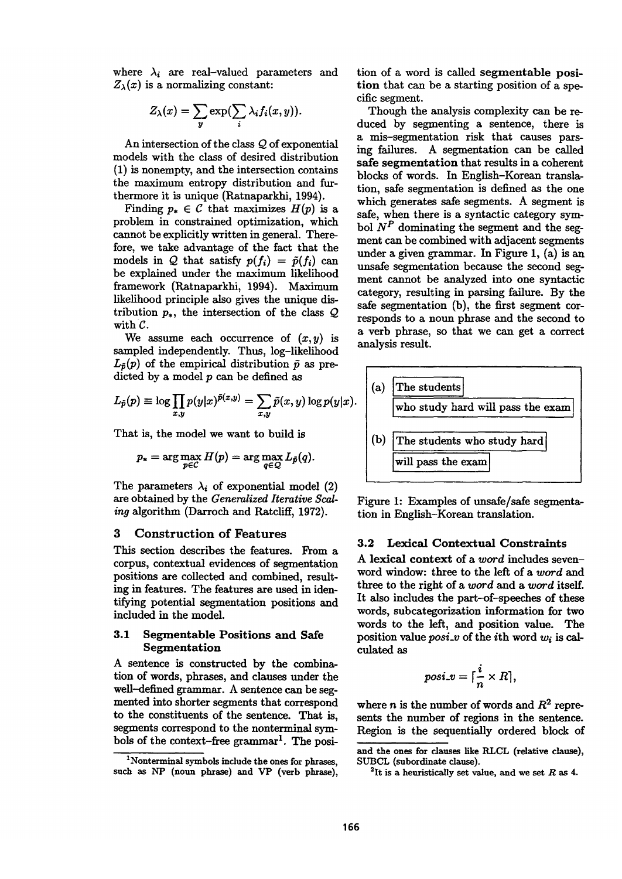where $\lambda_i$ are real-valued parameters and $Z_\lambda(x)$ is a normalizing constant:

$$Z_\lambda(x) = \sum_y \exp(\sum_i \lambda_i f_i(x, y)).$$

An intersection of the class $\mathcal{Q}$ of exponential models with the class of desired distribution (1) is nonempty, and the intersection contains the maximum entropy distribution and furthermore it is unique (Ratnaparkhi, 1994).

Finding $p_* \in \mathcal{C}$ that maximizes $H(p)$ is a problem in constrained optimization, which cannot be explicitly written in general. Therefore, we take advantage of the fact that the models in $\mathcal{Q}$ that satisfy $p(f_i) = \tilde{p}(f_i)$ can be explained under the maximum likelihood framework (Ratnaparkhi, 1994). Maximum likelihood principle also gives the unique distribution $p_*$, the intersection of the class $\mathcal{Q}$ with $\mathcal{C}$.

We assume each occurrence of $(x, y)$ is sampled independently. Thus, log-likelihood $L_{\tilde{p}}(p)$ of the empirical distribution $\tilde{p}$ as predicted by a model $p$ can be defined as

$$L_{\tilde{p}}(p) \equiv \log \prod_{x,y} p(y|x)^{\tilde{p}(x,y)} = \sum_{x,y} \tilde{p}(x, y) \log p(y|x).$$

That is, the model we want to build is

$$p_* = \arg\max_{p \in \mathcal{C}} H(p) = \arg\max_{q \in \mathcal{Q}} L_{\tilde{p}}(q).$$

The parameters $\lambda_i$ of exponential model (2) are obtained by the *Generalized Iterative Scaling* algorithm (Darroch and Ratcliff, 1972).

## 3 Construction of Features

This section describes the features. From a corpus, contextual evidences of segmentation positions are collected and combined, resulting in features. The features are used in identifying potential segmentation positions and included in the model.

### 3.1 Segmentable Positions and Safe Segmentation

A sentence is constructed by the combination of words, phrases, and clauses under the well-defined grammar. A sentence can be segmented into shorter segments that correspond to the constituents of the sentence. That is, segments correspond to the nonterminal symbols of the context-free grammar[1]. The position of a word is called **segmentable position** that can be a starting position of a specific segment.

Though the analysis complexity can be reduced by segmenting a sentence, there is a mis-segmentation risk that causes parsing failures. A segmentation can be called **safe segmentation** that results in a coherent blocks of words. In English-Korean translation, safe segmentation is defined as the one which generates safe segments. A segment is safe, when there is a syntactic category symbol $N^P$ dominating the segment and the segment can be combined with adjacent segments under a given grammar. In Figure 1, (a) is an unsafe segmentation because the second segment cannot be analyzed into one syntactic category, resulting in parsing failure. By the safe segmentation (b), the first segment corresponds to a noun phrase and the second to a verb phrase, so that we can get a correct analysis result.

(a) [The students] [who study hard will pass the exam]

(b) [The students who study hard] [will pass the exam]

Figure 1: Examples of unsafe/safe segmentation in English-Korean translation.

### 3.2 Lexical Contextual Constraints

A **lexical context** of a *word* includes seven-word window: three to the left of a *word* and three to the right of a *word* and a *word* itself. It also includes the part-of-speeches of these words, subcategorization information for two words to the left, and position value. The position value *posi_v* of the *i*th word $w_i$ is calculated as

$$posi\_v = \lceil \frac{i}{n} \times R \rceil,$$

where $n$ is the number of words and $R$[2] represents the number of regions in the sentence. Region is the sequentially ordered block of

[1] Nonterminal symbols include the ones for phrases, such as NP (noun phrase) and VP (verb phrase), and the ones for clauses like RLCL (relative clause), SUBCL (subordinate clause).

[2] It is a heuristically set value, and we set $R$ as 4.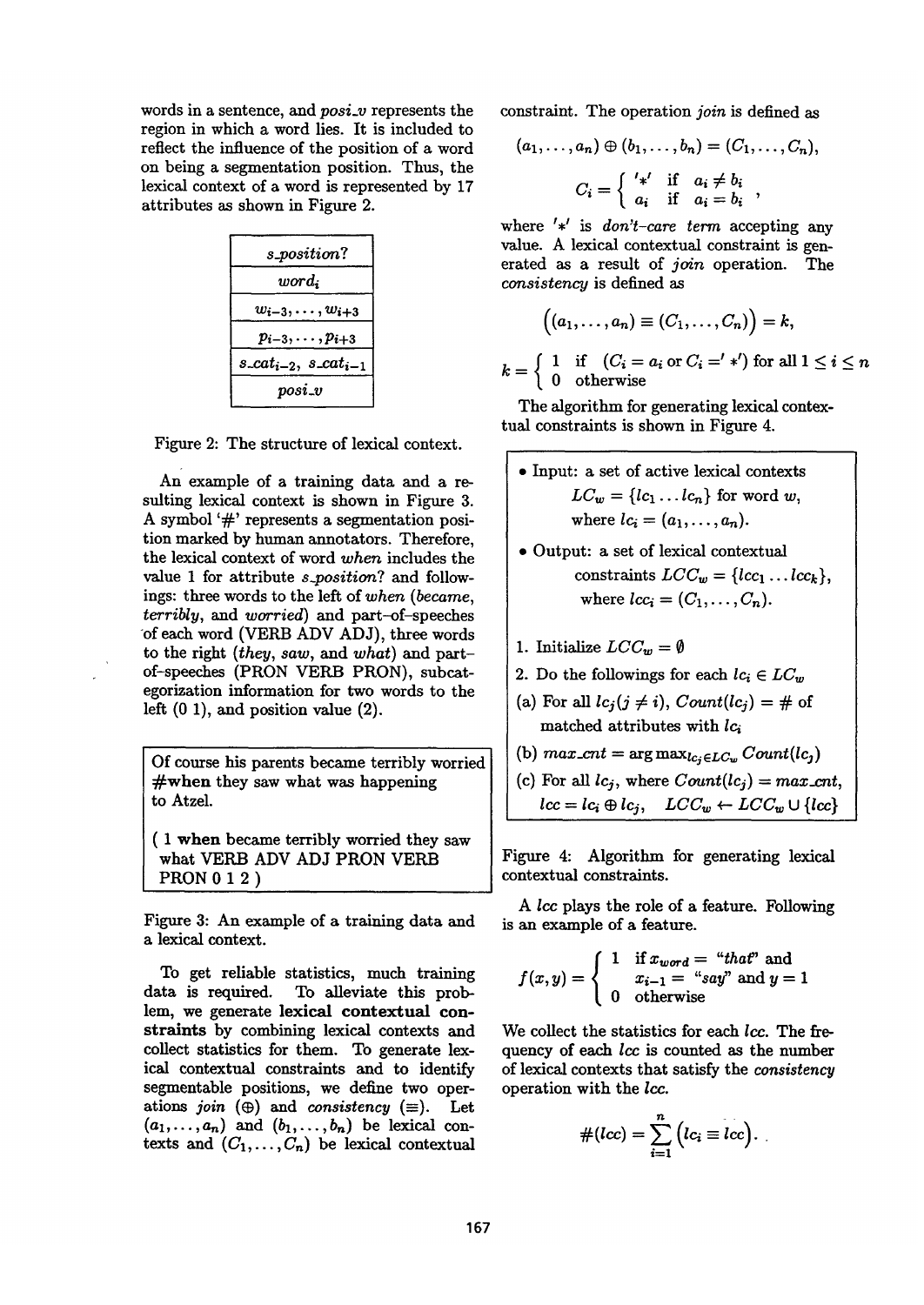words in a sentence, and *posi_v* represents the region in which a word lies. It is included to reflect the influence of the position of a word on being a segmentation position. Thus, the lexical context of a word is represented by 17 attributes as shown in Figure 2.

| *s_position?* |
|---|
| $word_i$ |
| $w_{i-3}, \cdots, w_{i+3}$ |
| $p_{i-3}, \cdots, p_{i+3}$ |
| $s\_cat_{i-2},\ s\_cat_{i-1}$ |
| *posi_v* |

Figure 2: The structure of lexical context.

An example of a training data and a resulting lexical context is shown in Figure 3. A symbol '#' represents a segmentation position marked by human annotators. Therefore, the lexical context of word *when* includes the value 1 for attribute *s_position?* and followings: three words to the left of *when* (*became*, *terribly*, and *worried*) and part-of-speeches of each word (VERB ADV ADJ), three words to the right (*they*, *saw*, and *what*) and part-of-speeches (PRON VERB PRON), subcategorization information for two words to the left (0 1), and position value (2).

> Of course his parents became terribly worried #**when** they saw what was happening to Atzel.
>
> ( 1 **when** became terribly worried they saw what VERB ADV ADJ PRON VERB PRON 0 1 2 )

Figure 3: An example of a training data and a lexical context.

To get reliable statistics, much training data is required. To alleviate this problem, we generate **lexical contextual constraints** by combining lexical contexts and collect statistics for them. To generate lexical contextual constraints and to identify segmentable positions, we define two operations *join* ($\oplus$) and *consistency* ($\equiv$). Let $(a_1, \ldots, a_n)$ and $(b_1, \ldots, b_n)$ be lexical contexts and $(C_1, \ldots, C_n)$ be lexical contextual constraint. The operation *join* is defined as

$$(a_1, \ldots, a_n) \oplus (b_1, \ldots, b_n) = (C_1, \ldots, C_n),$$

$$C_i = \begin{cases} '*' & \text{if } a_i \neq b_i \\ a_i & \text{if } a_i = b_i \end{cases},$$

where $'*'$ is *don't-care term* accepting any value. A lexical contextual constraint is generated as a result of *join* operation. The *consistency* is defined as

$$\Big((a_1, \ldots, a_n) \equiv (C_1, \ldots, C_n)\Big) = k,$$

$$k = \begin{cases} 1 & \text{if } (C_i = a_i \text{ or } C_i = '*') \text{ for all } 1 \leq i \leq n \\ 0 & \text{otherwise} \end{cases}$$

The algorithm for generating lexical contextual constraints is shown in Figure 4.

> - Input: a set of active lexical contexts $LC_w = \{lc_1 \ldots lc_n\}$ for word $w$, where $lc_i = (a_1, \ldots, a_n)$.
> - Output: a set of lexical contextual constraints $LCC_w = \{lcc_1 \ldots lcc_k\}$, where $lcc_i = (C_1, \ldots, C_n)$.
>
> 1. Initialize $LCC_w = \emptyset$
> 2. Do the followings for each $lc_i \in LC_w$
>    (a) For all $lc_j (j \neq i)$, $Count(lc_j)$ = # of matched attributes with $lc_i$
>    (b) $max\_cnt = \arg\max_{lc_j \in LC_w} Count(lc_j)$
>    (c) For all $lc_j$, where $Count(lc_j) = max\_cnt$, $lcc = lc_i \oplus lc_j$, $LCC_w \leftarrow LCC_w \cup \{lcc\}$

Figure 4: Algorithm for generating lexical contextual constraints.

A *lcc* plays the role of a feature. Following is an example of a feature.

$$f(x, y) = \begin{cases} 1 & \text{if } x_{word} = \text{"that" and} \\ & x_{i-1} = \text{"say" and } y = 1 \\ 0 & \text{otherwise} \end{cases}$$

We collect the statistics for each *lcc*. The frequency of each *lcc* is counted as the number of lexical contexts that satisfy the *consistency* operation with the *lcc*.

$$\#(lcc) = \sum_{i=1}^{n} \Big(lc_i \equiv lcc\Big).$$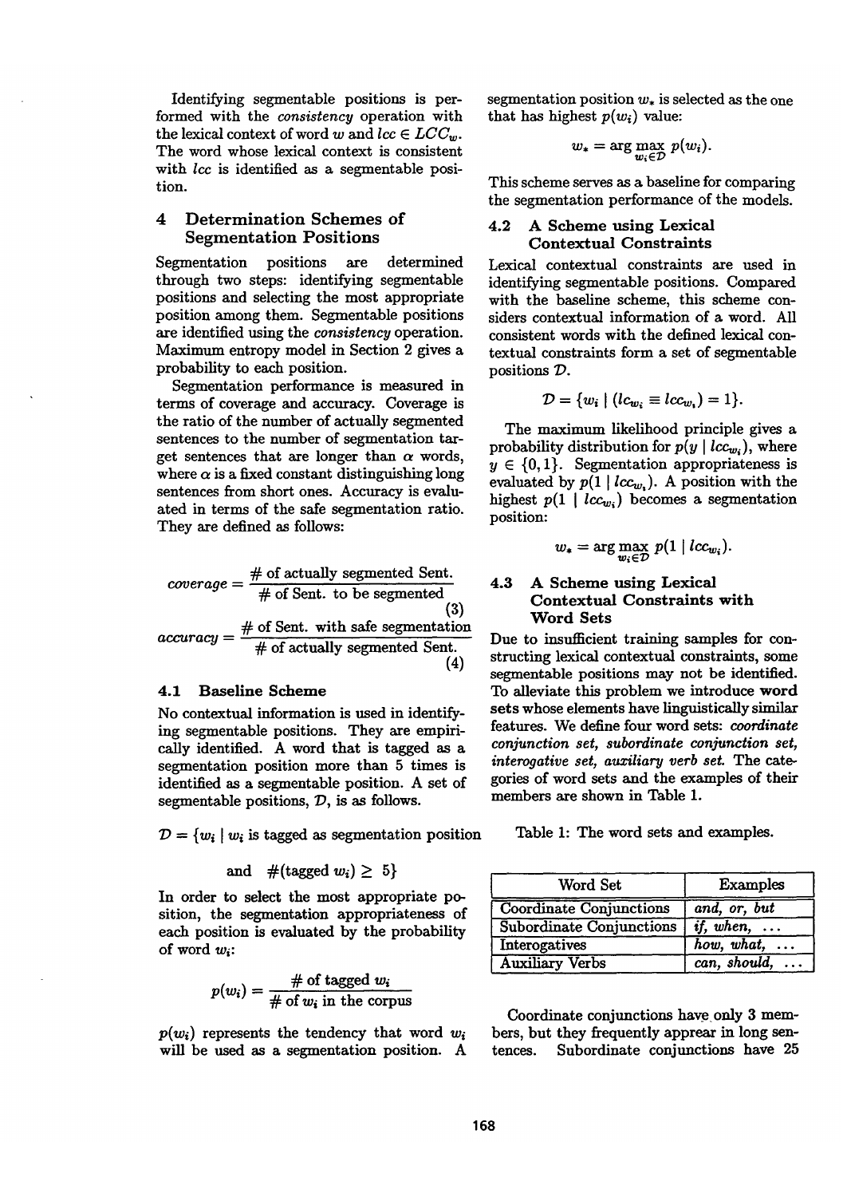Identifying segmentable positions is performed with the *consistency* operation with the lexical context of word $w$ and $lcc \in LCC_w$. The word whose lexical context is consistent with $lcc$ is identified as a segmentable position.

## 4 Determination Schemes of Segmentation Positions

Segmentation positions are determined through two steps: identifying segmentable positions and selecting the most appropriate position among them. Segmentable positions are identified using the *consistency* operation. Maximum entropy model in Section 2 gives a probability to each position.

Segmentation performance is measured in terms of coverage and accuracy. Coverage is the ratio of the number of actually segmented sentences to the number of segmentation target sentences that are longer than $\alpha$ words, where $\alpha$ is a fixed constant distinguishing long sentences from short ones. Accuracy is evaluated in terms of the safe segmentation ratio. They are defined as follows:

$$coverage = \frac{\#\text{ of actually segmented Sent.}}{\#\text{ of Sent. to be segmented}} \quad (3)$$

$$accuracy = \frac{\#\text{ of Sent. with safe segmentation}}{\#\text{ of actually segmented Sent.}} \quad (4)$$

### 4.1 Baseline Scheme

No contextual information is used in identifying segmentable positions. They are empirically identified. A word that is tagged as a segmentation position more than 5 times is identified as a segmentable position. A set of segmentable positions, $\mathcal{D}$, is as follows.

$$\mathcal{D} = \{w_i \mid w_i \text{ is tagged as segmentation position and } \#(\text{tagged } w_i) \geq 5\}$$

In order to select the most appropriate position, the segmentation appropriateness of each position is evaluated by the probability of word $w_i$:

$$p(w_i) = \frac{\#\text{ of tagged } w_i}{\#\text{ of } w_i \text{ in the corpus}}$$

$p(w_i)$ represents the tendency that word $w_i$ will be used as a segmentation position. A segmentation position $w_*$ is selected as the one that has highest $p(w_i)$ value:

$$w_* = \arg\max_{w_i \in \mathcal{D}} p(w_i).$$

This scheme serves as a baseline for comparing the segmentation performance of the models.

### 4.2 A Scheme using Lexical Contextual Constraints

Lexical contextual constraints are used in identifying segmentable positions. Compared with the baseline scheme, this scheme considers contextual information of a word. All consistent words with the defined lexical contextual constraints form a set of segmentable positions $\mathcal{D}$.

$$\mathcal{D} = \{w_i \mid (lc_{w_i} \equiv lcc_{w_i}) = 1\}.$$

The maximum likelihood principle gives a probability distribution for $p(y \mid lcc_{w_i})$, where $y \in \{0, 1\}$. Segmentation appropriateness is evaluated by $p(1 \mid lcc_{w_i})$. A position with the highest $p(1 \mid lcc_{w_i})$ becomes a segmentation position:

$$w_* = \arg\max_{w_i \in \mathcal{D}} p(1 \mid lcc_{w_i}).$$

### 4.3 A Scheme using Lexical Contextual Constraints with Word Sets

Due to insufficient training samples for constructing lexical contextual constraints, some segmentable positions may not be identified. To alleviate this problem we introduce **word sets** whose elements have linguistically similar features. We define four word sets: *coordinate conjunction set, subordinate conjunction set, interogative set, auxiliary verb set.* The categories of word sets and the examples of their members are shown in Table 1.

Table 1: The word sets and examples.

| Word Set | Examples |
|---|---|
| Coordinate Conjunctions | *and, or, but* |
| Subordinate Conjunctions | *if, when, ...* |
| Interogatives | *how, what, ...* |
| Auxiliary Verbs | *can, should, ...* |

Coordinate conjunctions have only 3 members, but they frequently apprear in long sentences. Subordinate conjunctions have 25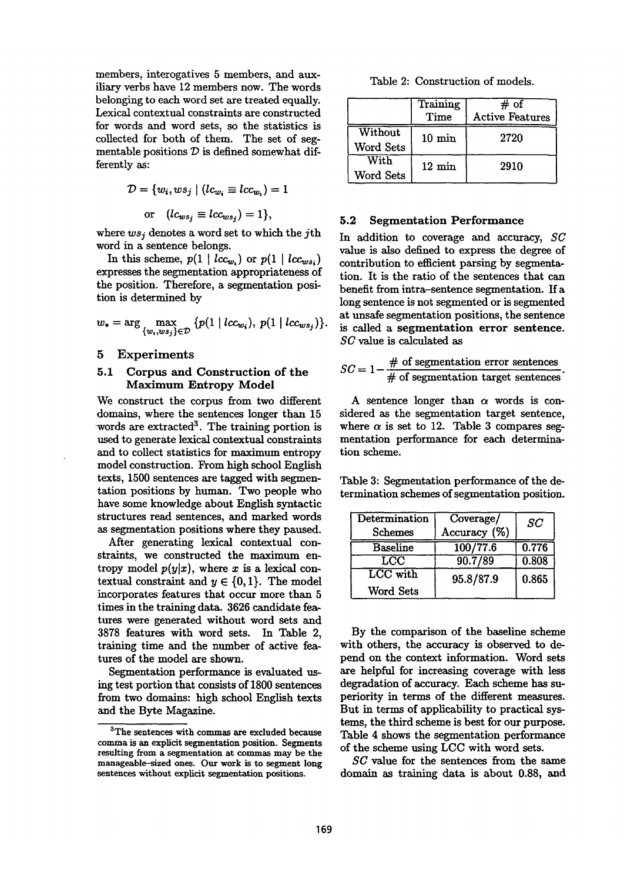members, interogatives 5 members, and auxiliary verbs have 12 members now. The words belonging to each word set are treated equally. Lexical contextual constraints are constructed for words and word sets, so the statistics is collected for both of them. The set of segmentable positions $\mathcal{D}$ is defined somewhat differently as:

$$\mathcal{D} = \{w_i, ws_j \mid (lc_{w_i} \equiv lcc_{w_i}) = 1$$

$$\text{or} \quad (lc_{ws_j} \equiv lcc_{ws_j}) = 1\},$$

where $ws_j$ denotes a word set to which the $j$th word in a sentence belongs.

In this scheme, $p(1 \mid lcc_{w_i})$ or $p(1 \mid lcc_{ws_i})$ expresses the segmentation appropriateness of the position. Therefore, a segmentation position is determined by

$$w_* = \arg \max_{\{w_i, ws_j\} \in \mathcal{D}} \{p(1 \mid lcc_{w_i}),\ p(1 \mid lcc_{ws_j})\}.$$

## 5 Experiments

### 5.1 Corpus and Construction of the Maximum Entropy Model

We construct the corpus from two different domains, where the sentences longer than 15 words are extracted[3]. The training portion is used to generate lexical contextual constraints and to collect statistics for maximum entropy model construction. From high school English texts, 1500 sentences are tagged with segmentation positions by human. Two people who have some knowledge about English syntactic structures read sentences, and marked words as segmentation positions where they paused.

After generating lexical contextual constraints, we constructed the maximum entropy model $p(y|x)$, where $x$ is a lexical contextual constraint and $y \in \{0, 1\}$. The model incorporates features that occur more than 5 times in the training data. 3626 candidate features were generated without word sets and 3878 features with word sets. In Table 2, training time and the number of active features of the model are shown.

Segmentation performance is evaluated using test portion that consists of 1800 sentences from two domains: high school English texts and the Byte Magazine.

[3] The sentences with commas are excluded because comma is an explicit segmentation position. Segments resulting from a segmentation at commas may be the manageable-sized ones. Our work is to segment long sentences without explicit segmentation positions.

Table 2: Construction of models.

| | Training Time | # of Active Features |
|---|---|---|
| Without Word Sets | 10 min | 2720 |
| With Word Sets | 12 min | 2910 |

### 5.2 Segmentation Performance

In addition to coverage and accuracy, *SC* value is also defined to express the degree of contribution to efficient parsing by segmentation. It is the ratio of the sentences that can benefit from intra-sentence segmentation. If a long sentence is not segmented or is segmented at unsafe segmentation positions, the sentence is called a **segmentation error sentence.** *SC* value is calculated as

$$SC = 1 - \frac{\#\text{ of segmentation error sentences}}{\#\text{ of segmentation target sentences}}.$$

A sentence longer than $\alpha$ words is considered as the segmentation target sentence, where $\alpha$ is set to 12. Table 3 compares segmentation performance for each determination scheme.

Table 3: Segmentation performance of the determination schemes of segmentation position.

| Determination Schemes | Coverage/ Accuracy (%) | $SC$ |
|---|---|---|
| Baseline | 100/77.6 | 0.776 |
| LCC | 90.7/89 | 0.808 |
| LCC with Word Sets | 95.8/87.9 | 0.865 |

By the comparison of the baseline scheme with others, the accuracy is observed to depend on the context information. Word sets are helpful for increasing coverage with less degradation of accuracy. Each scheme has superiority in terms of the different measures. But in terms of applicability to practical systems, the third scheme is best for our purpose. Table 4 shows the segmentation performance of the scheme using LCC with word sets.

*SC* value for the sentences from the same domain as training data is about 0.88, and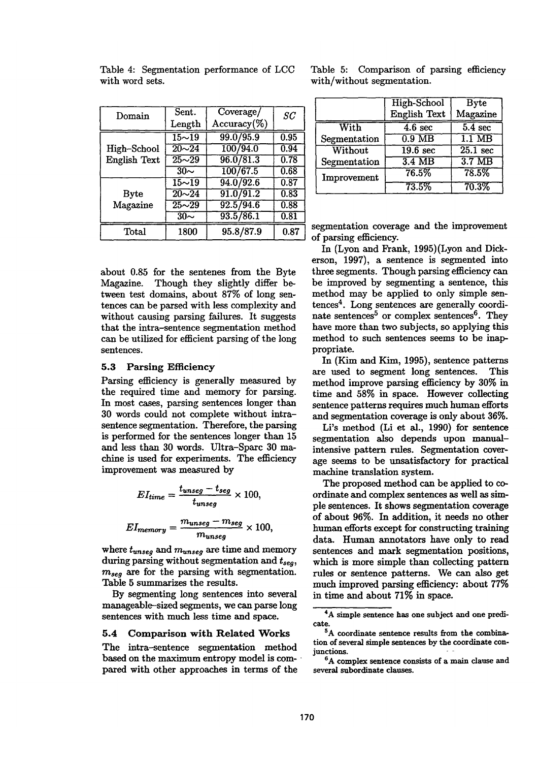Table 4: Segmentation performance of LCC with word sets.

| Domain | Sent. Length | Coverage/ Accuracy(%) | $SC$ |
|---|---|---|---|
| High-School English Text | 15~19 | 99.0/95.9 | 0.95 |
| | 20~24 | 100/94.0 | 0.94 |
| | 25~29 | 96.0/81.3 | 0.78 |
| | 30~ | 100/67.5 | 0.68 |
| Byte Magazine | 15~19 | 94.0/92.6 | 0.87 |
| | 20~24 | 91.0/91.2 | 0.83 |
| | 25~29 | 92.5/94.6 | 0.88 |
| | 30~ | 93.5/86.1 | 0.81 |
| Total | 1800 | 95.8/87.9 | 0.87 |

about 0.85 for the sentenes from the Byte Magazine. Though they slightly differ between test domains, about 87% of long sentences can be parsed with less complexity and without causing parsing failures. It suggests that the intra-sentence segmentation method can be utilized for efficient parsing of the long sentences.

### 5.3 Parsing Efficiency

Parsing efficiency is generally measured by the required time and memory for parsing. In most cases, parsing sentences longer than 30 words could not complete without intra-sentence segmentation. Therefore, the parsing is performed for the sentences longer than 15 and less than 30 words. Ultra-Sparc 30 machine is used for experiments. The efficiency improvement was measured by

$$EI_{time} = \frac{t_{unseg} - t_{seg}}{t_{unseg}} \times 100,$$

$$EI_{memory} = \frac{m_{unseg} - m_{seg}}{m_{unseg}} \times 100,$$

where $t_{unseg}$ and $m_{unseg}$ are time and memory during parsing without segmentation and $t_{seg}$, $m_{seg}$ are for the parsing with segmentation. Table 5 summarizes the results.

By segmenting long sentences into several manageable-sized segments, we can parse long sentences with much less time and space.

### 5.4 Comparison with Related Works

The intra-sentence segmentation method based on the maximum entropy model is compared with other approaches in terms of the segmentation coverage and the improvement of parsing efficiency.

Table 5: Comparison of parsing efficiency with/without segmentation.

| | High-School English Text | Byte Magazine |
|---|---|---|
| With Segmentation | 4.6 sec | 5.4 sec |
| | 0.9 MB | 1.1 MB |
| Without Segmentation | 19.6 sec | 25.1 sec |
| | 3.4 MB | 3.7 MB |
| Improvement | 76.5% | 78.5% |
| | 73.5% | 70.3% |

In (Lyon and Frank, 1995)(Lyon and Dickerson, 1997), a sentence is segmented into three segments. Though parsing efficiency can be improved by segmenting a sentence, this method may be applied to only simple sentences[4]. Long sentences are generally coordinate sentences[5] or complex sentences[6]. They have more than two subjects, so applying this method to such sentences seems to be inappropriate.

In (Kim and Kim, 1995), sentence patterns are used to segment long sentences. This method improve parsing efficiency by 30% in time and 58% in space. However collecting sentence patterns requires much human efforts and segmentation coverage is only about 36%.

Li's method (Li et al., 1990) for sentence segmentation also depends upon manual-intensive pattern rules. Segmentation coverage seems to be unsatisfactory for practical machine translation system.

The proposed method can be applied to coordinate and complex sentences as well as simple sentences. It shows segmentation coverage of about 96%. In addition, it needs no other human efforts except for constructing training data. Human annotators have only to read sentences and mark segmentation positions, which is more simple than collecting pattern rules or sentence patterns. We can also get much improved parsing efficiency: about 77% in time and about 71% in space.

[4] A simple sentence has one subject and one predicate.

[5] A coordinate sentence results from the combination of several simple sentences by the coordinate conjunctions.

[6] A complex sentence consists of a main clause and several subordinate clauses.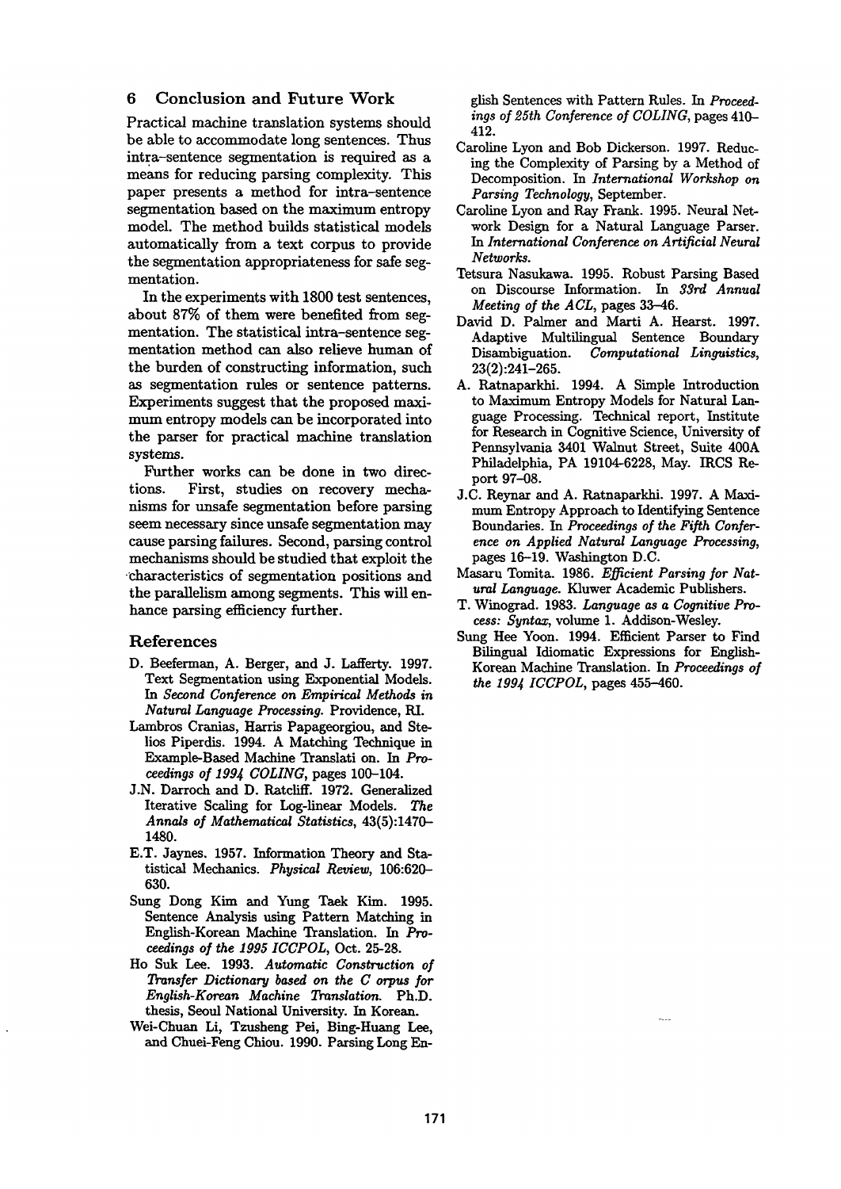## 6 Conclusion and Future Work

Practical machine translation systems should be able to accommodate long sentences. Thus intra-sentence segmentation is required as a means for reducing parsing complexity. This paper presents a method for intra-sentence segmentation based on the maximum entropy model. The method builds statistical models automatically from a text corpus to provide the segmentation appropriateness for safe segmentation.

In the experiments with 1800 test sentences, about 87% of them were benefited from segmentation. The statistical intra-sentence segmentation method can also relieve human of the burden of constructing information, such as segmentation rules or sentence patterns. Experiments suggest that the proposed maximum entropy models can be incorporated into the parser for practical machine translation systems.

Further works can be done in two directions. First, studies on recovery mechanisms for unsafe segmentation before parsing seem necessary since unsafe segmentation may cause parsing failures. Second, parsing control mechanisms should be studied that exploit the characteristics of segmentation positions and the parallelism among segments. This will enhance parsing efficiency further.

## References

D. Beeferman, A. Berger, and J. Lafferty. 1997. Text Segmentation using Exponential Models. In *Second Conference on Empirical Methods in Natural Language Processing*. Providence, RI.

Lambros Cranias, Harris Papageorgiou, and Stelios Piperdis. 1994. A Matching Technique in Example-Based Machine Translati on. In *Proceedings of 1994 COLING*, pages 100–104.

J.N. Darroch and D. Ratcliff. 1972. Generalized Iterative Scaling for Log-linear Models. *The Annals of Mathematical Statistics*, 43(5):1470–1480.

E.T. Jaynes. 1957. Information Theory and Statistical Mechanics. *Physical Review*, 106:620–630.

Sung Dong Kim and Yung Taek Kim. 1995. Sentence Analysis using Pattern Matching in English-Korean Machine Translation. In *Proceedings of the 1995 ICCPOL*, Oct. 25-28.

Ho Suk Lee. 1993. *Automatic Construction of Transfer Dictionary based on the C orpus for English-Korean Machine Translation*. Ph.D. thesis, Seoul National University. In Korean.

Wei-Chuan Li, Tzusheng Pei, Bing-Huang Lee, and Chuei-Feng Chiou. 1990. Parsing Long English Sentences with Pattern Rules. In *Proceedings of 25th Conference of COLING*, pages 410–412.

Caroline Lyon and Bob Dickerson. 1997. Reducing the Complexity of Parsing by a Method of Decomposition. In *International Workshop on Parsing Technology*, September.

Caroline Lyon and Ray Frank. 1995. Neural Network Design for a Natural Language Parser. In *International Conference on Artificial Neural Networks*.

Tetsura Nasukawa. 1995. Robust Parsing Based on Discourse Information. In *33rd Annual Meeting of the ACL*, pages 33–46.

David D. Palmer and Marti A. Hearst. 1997. Adaptive Multilingual Sentence Boundary Disambiguation. *Computational Linguistics*, 23(2):241–265.

A. Ratnaparkhi. 1994. A Simple Introduction to Maximum Entropy Models for Natural Language Processing. Technical report, Institute for Research in Cognitive Science, University of Pennsylvania 3401 Walnut Street, Suite 400A Philadelphia, PA 19104-6228, May. IRCS Report 97–08.

J.C. Reynar and A. Ratnaparkhi. 1997. A Maximum Entropy Approach to Identifying Sentence Boundaries. In *Proceedings of the Fifth Conference on Applied Natural Language Processing*, pages 16–19. Washington D.C.

Masaru Tomita. 1986. *Efficient Parsing for Natural Language*. Kluwer Academic Publishers.

T. Winograd. 1983. *Language as a Cognitive Process: Syntax*, volume 1. Addison-Wesley.

Sung Hee Yoon. 1994. Efficient Parser to Find Bilingual Idiomatic Expressions for English-Korean Machine Translation. In *Proceedings of the 1994 ICCPOL*, pages 455–460.